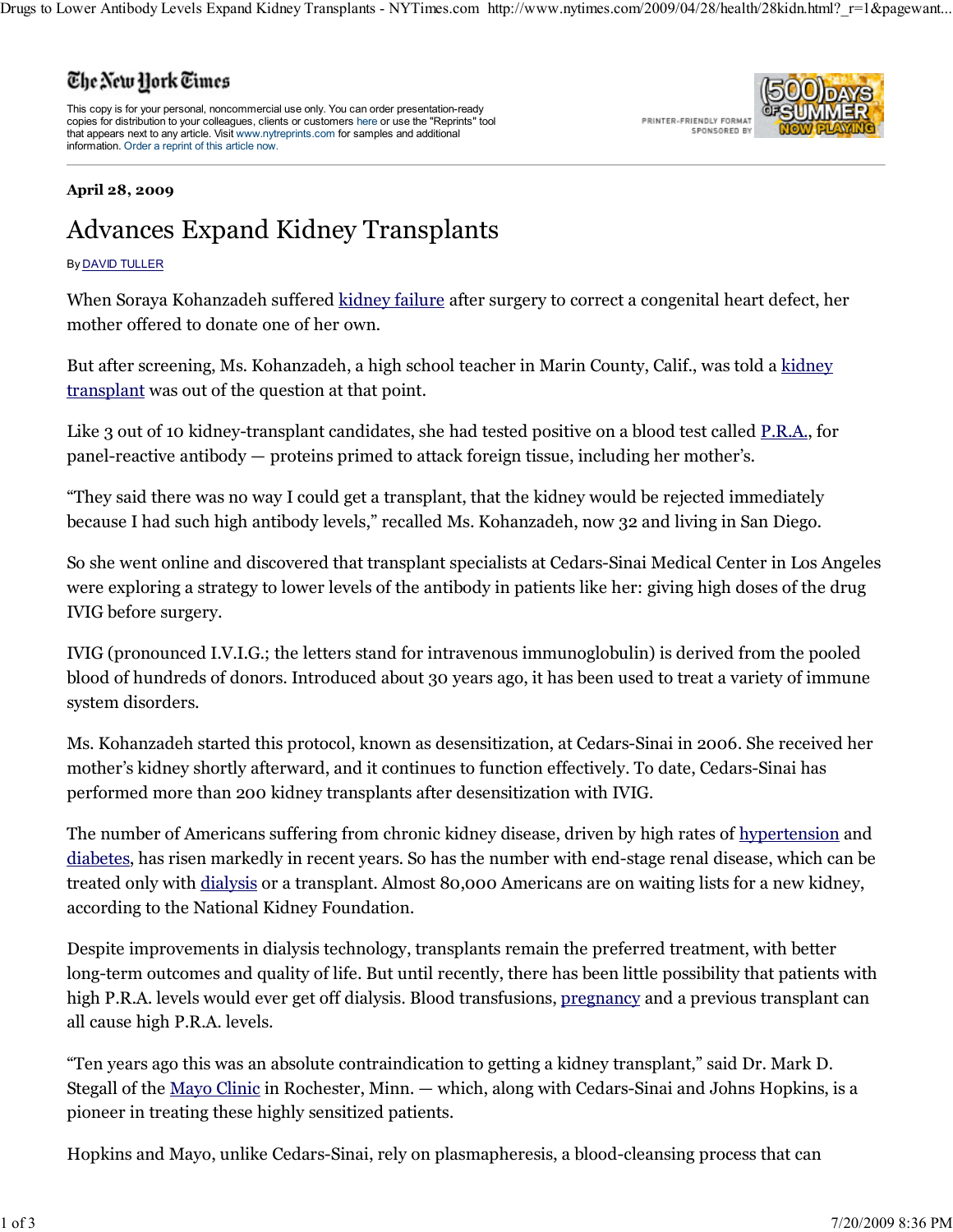The New York Times

This copy is for your personal, noncommercial use only. You can order presentation-ready copies for distribution to your colleagues, clients or customers here or use the "Reprints" tool that appears next to any article. Visit www.nytreprints.com for samples and additional information. Order a reprint of this article now.

PRINTER-FRIENDLY FORMAT SPONSORED BY

**April 28, 2009**

# Advances Expand Kidney Transplants

By DAVID TULLER

When Soraya Kohanzadeh suffered kidney failure after surgery to correct a congenital heart defect, her mother offered to donate one of her own.

But after screening, Ms. Kohanzadeh, a high school teacher in Marin County, Calif., was told a kidney transplant was out of the question at that point.

Like 3 out of 10 kidney-transplant candidates, she had tested positive on a blood test called P.R.A., for panel-reactive antibody — proteins primed to attack foreign tissue, including her mother's.

"They said there was no way I could get a transplant, that the kidney would be rejected immediately because I had such high antibody levels," recalled Ms. Kohanzadeh, now 32 and living in San Diego.

So she went online and discovered that transplant specialists at Cedars-Sinai Medical Center in Los Angeles were exploring a strategy to lower levels of the antibody in patients like her: giving high doses of the drug IVIG before surgery.

IVIG (pronounced I.V.I.G.; the letters stand for intravenous immunoglobulin) is derived from the pooled blood of hundreds of donors. Introduced about 30 years ago, it has been used to treat a variety of immune system disorders.

Ms. Kohanzadeh started this protocol, known as desensitization, at Cedars-Sinai in 2006. She received her mother's kidney shortly afterward, and it continues to function effectively. To date, Cedars-Sinai has performed more than 200 kidney transplants after desensitization with IVIG.

The number of Americans suffering from chronic kidney disease, driven by high rates of hypertension and diabetes, has risen markedly in recent years. So has the number with end-stage renal disease, which can be treated only with dialysis or a transplant. Almost 80,000 Americans are on waiting lists for a new kidney, according to the National Kidney Foundation.

Despite improvements in dialysis technology, transplants remain the preferred treatment, with better long-term outcomes and quality of life. But until recently, there has been little possibility that patients with high P.R.A. levels would ever get off dialysis. Blood transfusions, pregnancy and a previous transplant can all cause high P.R.A. levels.

"Ten years ago this was an absolute contraindication to getting a kidney transplant," said Dr. Mark D. Stegall of the Mayo Clinic in Rochester, Minn. — which, along with Cedars-Sinai and Johns Hopkins, is a pioneer in treating these highly sensitized patients.

Hopkins and Mayo, unlike Cedars-Sinai, rely on plasmapheresis, a blood-cleansing process that can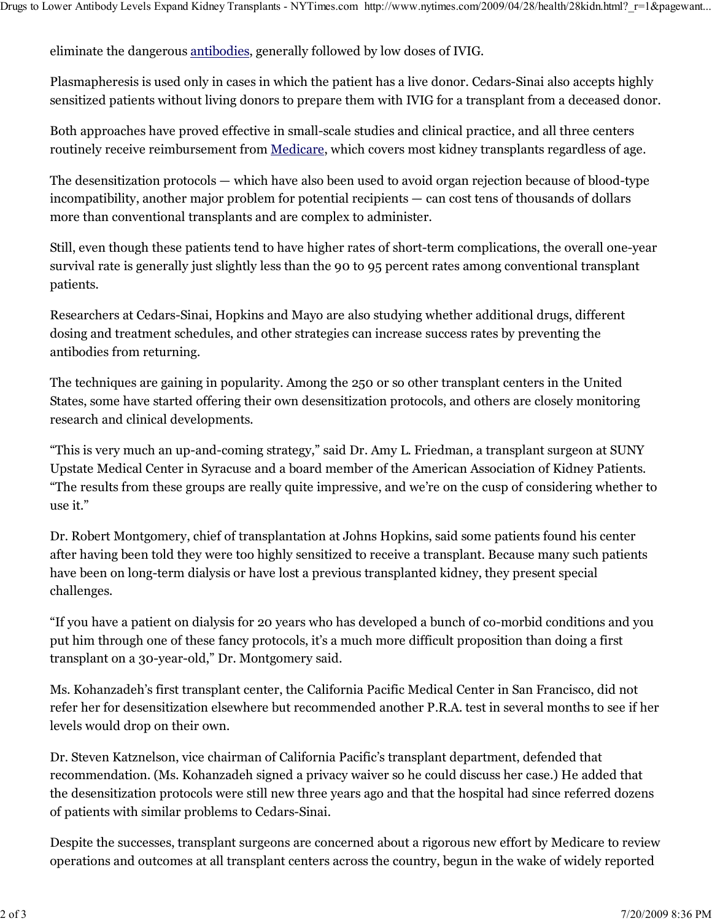eliminate the dangerous antibodies, generally followed by low doses of IVIG.

Plasmapheresis is used only in cases in which the patient has a live donor. Cedars-Sinai also accepts highly sensitized patients without living donors to prepare them with IVIG for a transplant from a deceased donor.

Both approaches have proved effective in small-scale studies and clinical practice, and all three centers routinely receive reimbursement from Medicare, which covers most kidney transplants regardless of age.

The desensitization protocols — which have also been used to avoid organ rejection because of blood-type incompatibility, another major problem for potential recipients — can cost tens of thousands of dollars more than conventional transplants and are complex to administer.

Still, even though these patients tend to have higher rates of short-term complications, the overall one-year survival rate is generally just slightly less than the 90 to 95 percent rates among conventional transplant patients.

Researchers at Cedars-Sinai, Hopkins and Mayo are also studying whether additional drugs, different dosing and treatment schedules, and other strategies can increase success rates by preventing the antibodies from returning.

The techniques are gaining in popularity. Among the 250 or so other transplant centers in the United States, some have started offering their own desensitization protocols, and others are closely monitoring research and clinical developments.

"This is very much an up-and-coming strategy," said Dr. Amy L. Friedman, a transplant surgeon at SUNY Upstate Medical Center in Syracuse and a board member of the American Association of Kidney Patients. "The results from these groups are really quite impressive, and we're on the cusp of considering whether to use it."

Dr. Robert Montgomery, chief of transplantation at Johns Hopkins, said some patients found his center after having been told they were too highly sensitized to receive a transplant. Because many such patients have been on long-term dialysis or have lost a previous transplanted kidney, they present special challenges.

"If you have a patient on dialysis for 20 years who has developed a bunch of co-morbid conditions and you put him through one of these fancy protocols, it's a much more difficult proposition than doing a first transplant on a 30-year-old," Dr. Montgomery said.

Ms. Kohanzadeh's first transplant center, the California Pacific Medical Center in San Francisco, did not refer her for desensitization elsewhere but recommended another P.R.A. test in several months to see if her levels would drop on their own.

Dr. Steven Katznelson, vice chairman of California Pacific's transplant department, defended that recommendation. (Ms. Kohanzadeh signed a privacy waiver so he could discuss her case.) He added that the desensitization protocols were still new three years ago and that the hospital had since referred dozens of patients with similar problems to Cedars-Sinai.

Despite the successes, transplant surgeons are concerned about a rigorous new effort by Medicare to review operations and outcomes at all transplant centers across the country, begun in the wake of widely reported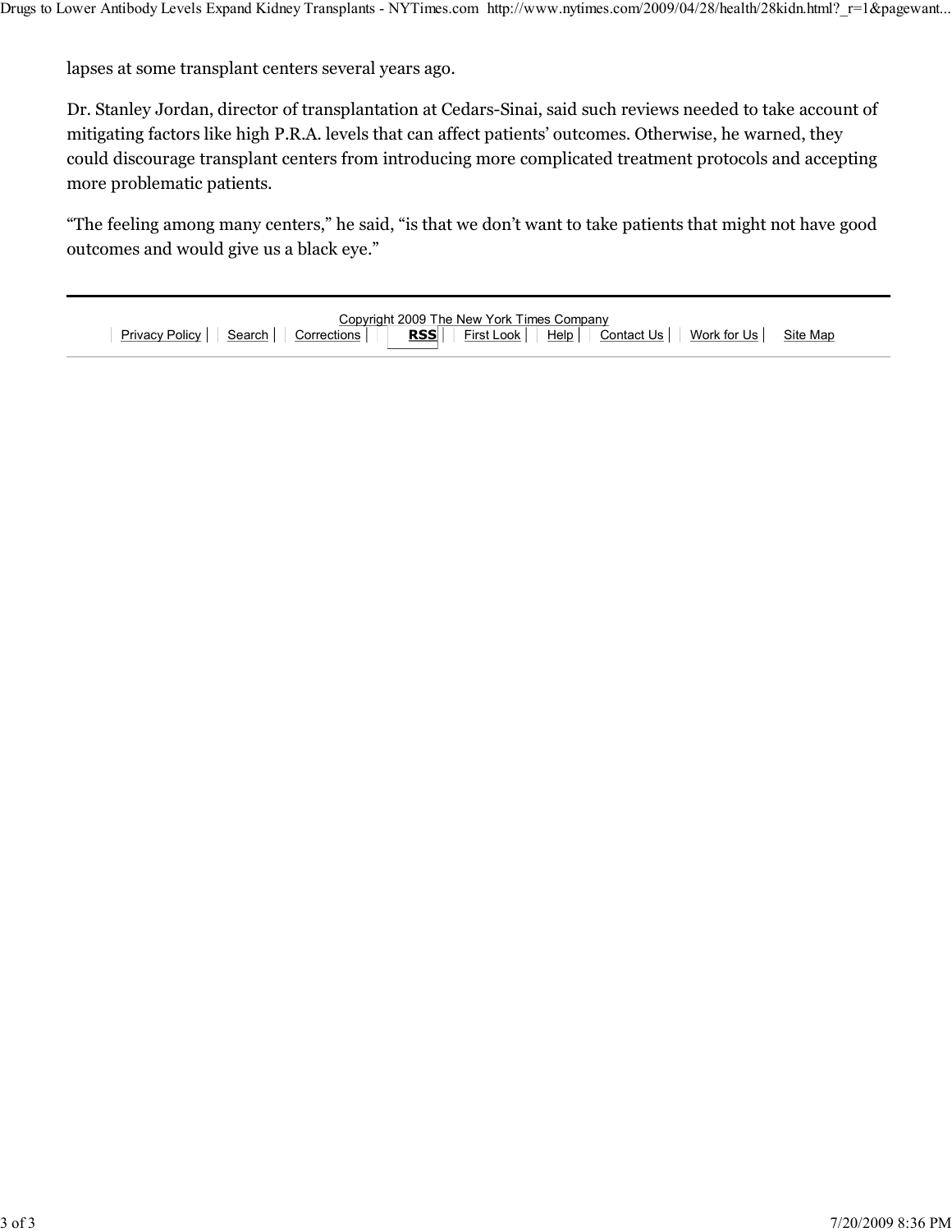lapses at some transplant centers several years ago.

Dr. Stanley Jordan, director of transplantation at Cedars-Sinai, said such reviews needed to take account of mitigating factors like high P.R.A. levels that can affect patients' outcomes. Otherwise, he warned, they could discourage transplant centers from introducing more complicated treatment protocols and accepting more problematic patients.

"The feeling among many centers," he said, "is that we don't want to take patients that might not have good outcomes and would give us a black eye."

---

Copyright 2009 The New York Times Company

Privacy Policy | Search | Corrections | **RSS** | First Look | Help | Contact Us | Work for Us | Site Map